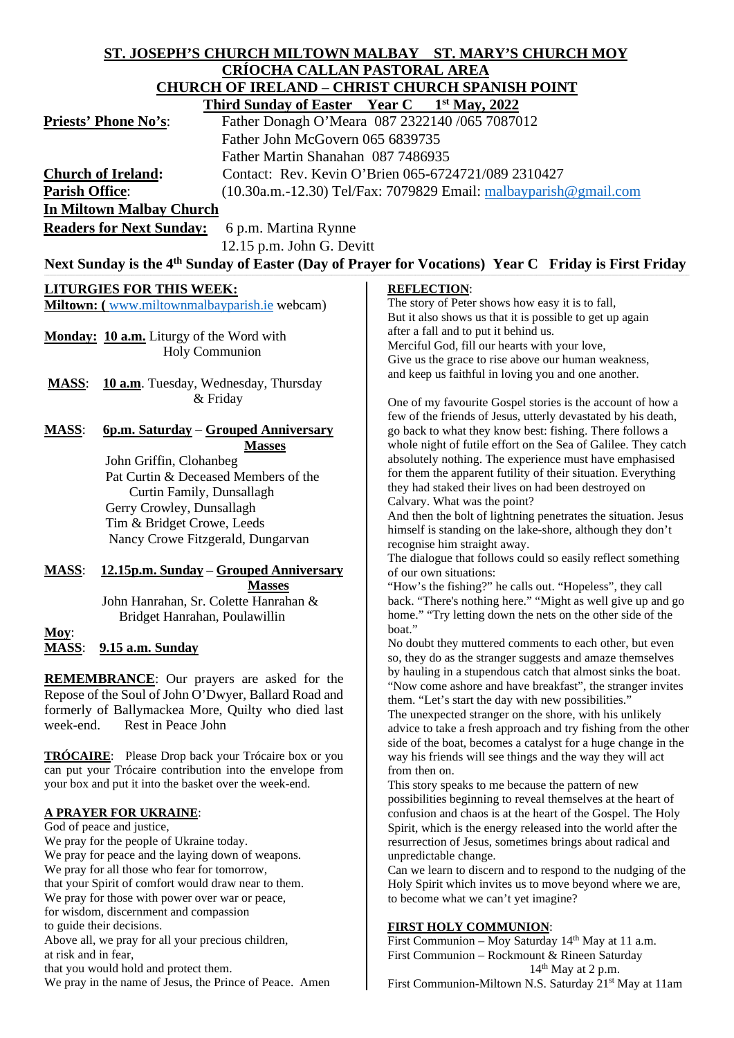# ST. JOSEPH'S CHURCH MILTOWN MALBAY   ST. MARY'S CHURCH MOY

## CRÍOCHA CALLAN PASTORAL AREA

## CHURCH OF IRELAND – CHRIST CHURCH SPANISH POINT

**Third Sunday of Easter   Year C   1st May, 2022**

**Priests' Phone No's**: Father Donagh O'Meara 087 2322140 /065 7087012
Father John McGovern 065 6839735
Father Martin Shanahan 087 7486935

**Church of Ireland:** Contact: Rev. Kevin O'Brien 065-6724721/089 2310427

**Parish Office**: (10.30a.m.-12.30) Tel/Fax: 7079829 Email: malbayparish@gmail.com

**In Miltown Malbay Church**

**Readers for Next Sunday:** 6 p.m. Martina Rynne
12.15 p.m. John G. Devitt

**Next Sunday is the 4th Sunday of Easter (Day of Prayer for Vocations) Year C Friday is First Friday**

### LITURGIES FOR THIS WEEK:

**Miltown: (** www.miltownmalbayparish.ie webcam)

**Monday: 10 a.m.** Liturgy of the Word with Holy Communion

**MASS**: **10 a.m**. Tuesday, Wednesday, Thursday & Friday

**MASS**: **6p.m. Saturday** – **Grouped Anniversary Masses**
John Griffin, Clohanbeg
Pat Curtin & Deceased Members of the Curtin Family, Dunsallagh
Gerry Crowley, Dunsallagh
Tim & Bridget Crowe, Leeds
Nancy Crowe Fitzgerald, Dungarvan

**MASS**: **12.15p.m. Sunday** – **Grouped Anniversary Masses**
John Hanrahan, Sr. Colette Hanrahan & Bridget Hanrahan, Poulawillin

**Moy**:
**MASS**: **9.15 a.m. Sunday**

**REMEMBRANCE**: Our prayers are asked for the Repose of the Soul of John O'Dwyer, Ballard Road and formerly of Ballymackea More, Quilty who died last week-end. Rest in Peace John

**TRÓCAIRE**: Please Drop back your Trócaire box or you can put your Trócaire contribution into the envelope from your box and put it into the basket over the week-end.

### A PRAYER FOR UKRAINE:

God of peace and justice,
We pray for the people of Ukraine today.
We pray for peace and the laying down of weapons.
We pray for all those who fear for tomorrow,
that your Spirit of comfort would draw near to them.
We pray for those with power over war or peace,
for wisdom, discernment and compassion
to guide their decisions.
Above all, we pray for all your precious children,
at risk and in fear,
that you would hold and protect them.
We pray in the name of Jesus, the Prince of Peace. Amen

### REFLECTION:

The story of Peter shows how easy it is to fall,
But it also shows us that it is possible to get up again
after a fall and to put it behind us.
Merciful God, fill our hearts with your love,
Give us the grace to rise above our human weakness,
and keep us faithful in loving you and one another.

One of my favourite Gospel stories is the account of how a few of the friends of Jesus, utterly devastated by his death, go back to what they know best: fishing. There follows a whole night of futile effort on the Sea of Galilee. They catch absolutely nothing. The experience must have emphasised for them the apparent futility of their situation. Everything they had staked their lives on had been destroyed on Calvary. What was the point?

And then the bolt of lightning penetrates the situation. Jesus himself is standing on the lake-shore, although they don't recognise him straight away.

The dialogue that follows could so easily reflect something of our own situations:

"How's the fishing?" he calls out. "Hopeless", they call back. "There's nothing here." "Might as well give up and go home." "Try letting down the nets on the other side of the boat."

No doubt they muttered comments to each other, but even so, they do as the stranger suggests and amaze themselves by hauling in a stupendous catch that almost sinks the boat. "Now come ashore and have breakfast", the stranger invites them. "Let's start the day with new possibilities."

The unexpected stranger on the shore, with his unlikely advice to take a fresh approach and try fishing from the other side of the boat, becomes a catalyst for a huge change in the way his friends will see things and the way they will act from then on.

This story speaks to me because the pattern of new possibilities beginning to reveal themselves at the heart of confusion and chaos is at the heart of the Gospel. The Holy Spirit, which is the energy released into the world after the resurrection of Jesus, sometimes brings about radical and unpredictable change.

Can we learn to discern and to respond to the nudging of the Holy Spirit which invites us to move beyond where we are, to become what we can't yet imagine?

### FIRST HOLY COMMUNION:

First Communion – Moy Saturday 14th May at 11 a.m.
First Communion – Rockmount & Rineen Saturday 14th May at 2 p.m.
First Communion-Miltown N.S. Saturday 21st May at 11am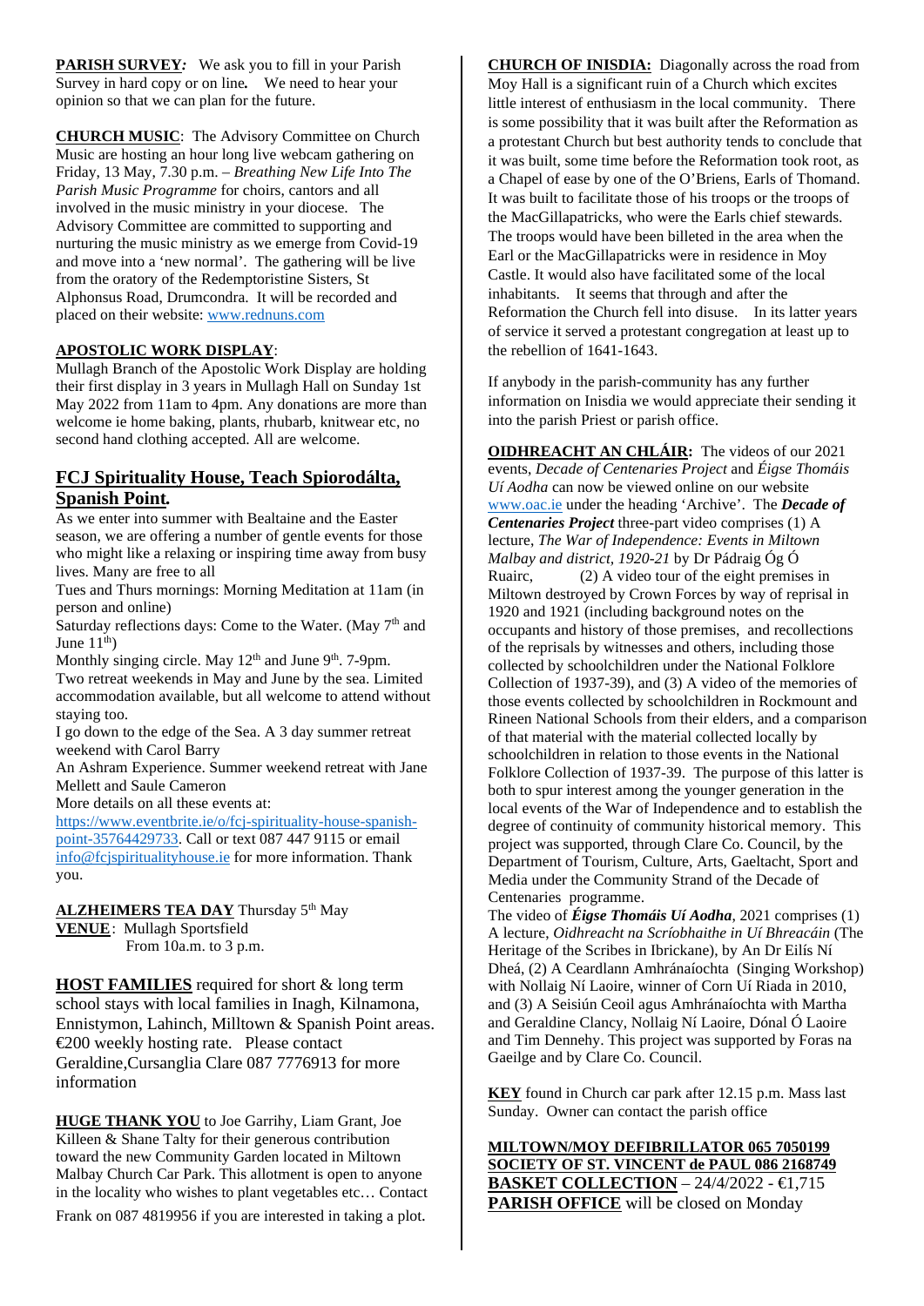**PARISH SURVEY:** We ask you to fill in your Parish Survey in hard copy or on line. We need to hear your opinion so that we can plan for the future.

**CHURCH MUSIC**: The Advisory Committee on Church Music are hosting an hour long live webcam gathering on Friday, 13 May, 7.30 p.m. – *Breathing New Life Into The Parish Music Programme* for choirs, cantors and all involved in the music ministry in your diocese. The Advisory Committee are committed to supporting and nurturing the music ministry as we emerge from Covid-19 and move into a 'new normal'. The gathering will be live from the oratory of the Redemptoristine Sisters, St Alphonsus Road, Drumcondra. It will be recorded and placed on their website: www.rednuns.com

**APOSTOLIC WORK DISPLAY**:
Mullagh Branch of the Apostolic Work Display are holding their first display in 3 years in Mullagh Hall on Sunday 1st May 2022 from 11am to 4pm. Any donations are more than welcome ie home baking, plants, rhubarb, knitwear etc, no second hand clothing accepted. All are welcome.

## FCJ Spirituality House, Teach Spiorodálta, Spanish Point.

As we enter into summer with Bealtaine and the Easter season, we are offering a number of gentle events for those who might like a relaxing or inspiring time away from busy lives. Many are free to all

Tues and Thurs mornings: Morning Meditation at 11am (in person and online)

Saturday reflections days: Come to the Water. (May 7th and June 11th)

Monthly singing circle. May 12th and June 9th. 7-9pm.

Two retreat weekends in May and June by the sea. Limited accommodation available, but all welcome to attend without staying too.

I go down to the edge of the Sea. A 3 day summer retreat weekend with Carol Barry

An Ashram Experience. Summer weekend retreat with Jane Mellett and Saule Cameron

More details on all these events at: https://www.eventbrite.ie/o/fcj-spirituality-house-spanish-point-35764429733. Call or text 087 447 9115 or email info@fcjspiritualityhouse.ie for more information. Thank you.

**ALZHEIMERS TEA DAY** Thursday 5th May
**VENUE**: Mullagh Sportsfield
From 10a.m. to 3 p.m.

**HOST FAMILIES** required for short & long term school stays with local families in Inagh, Kilnamona, Ennistymon, Lahinch, Milltown & Spanish Point areas. €200 weekly hosting rate. Please contact Geraldine,Cursanglia Clare 087 7776913 for more information

**HUGE THANK YOU** to Joe Garrihy, Liam Grant, Joe Killeen & Shane Talty for their generous contribution toward the new Community Garden located in Miltown Malbay Church Car Park. This allotment is open to anyone in the locality who wishes to plant vegetables etc… Contact Frank on 087 4819956 if you are interested in taking a plot.

**CHURCH OF INISDIA:** Diagonally across the road from Moy Hall is a significant ruin of a Church which excites little interest of enthusiasm in the local community. There is some possibility that it was built after the Reformation as a protestant Church but best authority tends to conclude that it was built, some time before the Reformation took root, as a Chapel of ease by one of the O'Briens, Earls of Thomand. It was built to facilitate those of his troops or the troops of the MacGillapatricks, who were the Earls chief stewards. The troops would have been billeted in the area when the Earl or the MacGillapatricks were in residence in Moy Castle. It would also have facilitated some of the local inhabitants. It seems that through and after the Reformation the Church fell into disuse. In its latter years of service it served a protestant congregation at least up to the rebellion of 1641-1643.

If anybody in the parish-community has any further information on Inisdia we would appreciate their sending it into the parish Priest or parish office.

**OIDHREACHT AN CHLÁIR:** The videos of our 2021 events, *Decade of Centenaries Project* and *Éigse Thomáis Uí Aodha* can now be viewed online on our website www.oac.ie under the heading 'Archive'. The ***Decade of Centenaries Project*** three-part video comprises (1) A lecture, *The War of Independence: Events in Miltown Malbay and district, 1920-21* by Dr Pádraig Óg Ó Ruairc, (2) A video tour of the eight premises in Miltown destroyed by Crown Forces by way of reprisal in 1920 and 1921 (including background notes on the occupants and history of those premises, and recollections of the reprisals by witnesses and others, including those collected by schoolchildren under the National Folklore Collection of 1937-39), and (3) A video of the memories of those events collected by schoolchildren in Rockmount and Rineen National Schools from their elders, and a comparison of that material with the material collected locally by schoolchildren in relation to those events in the National Folklore Collection of 1937-39. The purpose of this latter is both to spur interest among the younger generation in the local events of the War of Independence and to establish the degree of continuity of community historical memory. This project was supported, through Clare Co. Council, by the Department of Tourism, Culture, Arts, Gaeltacht, Sport and Media under the Community Strand of the Decade of Centenaries programme.

The video of ***Éigse Thomáis Uí Aodha***, 2021 comprises (1) A lecture, *Oidhreacht na Scríobhaithe in Uí Bhreacáin* (The Heritage of the Scribes in Ibrickane), by An Dr Eilís Ní Dheá, (2) A Ceardlann Amhránaíochta (Singing Workshop) with Nollaig Ní Laoire, winner of Corn Uí Riada in 2010, and (3) A Seisiún Ceoil agus Amhránaíochta with Martha and Geraldine Clancy, Nollaig Ní Laoire, Dónal Ó Laoire and Tim Dennehy. This project was supported by Foras na Gaeilge and by Clare Co. Council.

**KEY** found in Church car park after 12.15 p.m. Mass last Sunday. Owner can contact the parish office

**MILTOWN/MOY DEFIBRILLATOR 065 7050199**
**SOCIETY OF ST. VINCENT de PAUL 086 2168749**
**BASKET COLLECTION** – 24/4/2022 - €1,715
**PARISH OFFICE** will be closed on Monday